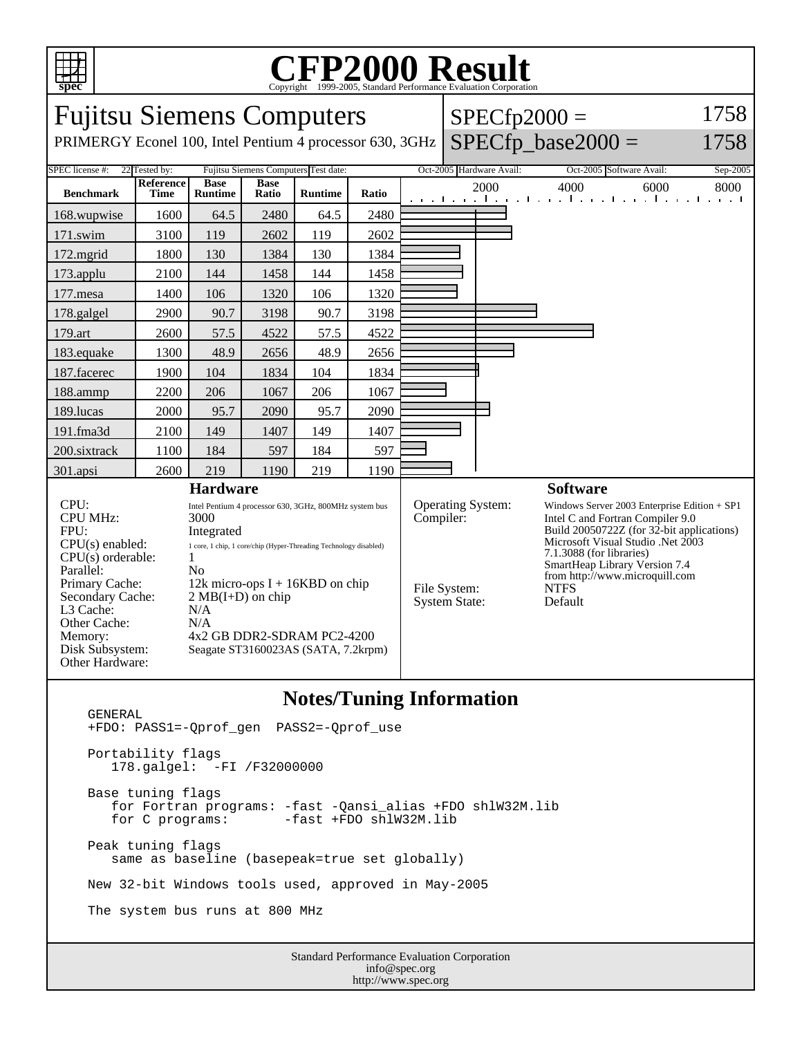# CFP2000 Result

Copyright 1999-2005, Standard Performance Evaluation Corporation

## Fujitsu Siemens Computers

PRIMERGY Econel 100, Intel Pentium 4 processor 630, 3GHz

SPECfp2000 = 1758

SPECfp_base2000 = 1758

SPEC license #: 22 | Tested by: Fujitsu Siemens Computers | Test date: Oct-2005 | Hardware Avail: Oct-2005 | Software Avail: Sep-2005

| Benchmark | Reference Time | Base Runtime | Base Ratio | Runtime | Ratio |
|---|---|---|---|---|---|
| 168.wupwise | 1600 | 64.5 | 2480 | 64.5 | 2480 |
| 171.swim | 3100 | 119 | 2602 | 119 | 2602 |
| 172.mgrid | 1800 | 130 | 1384 | 130 | 1384 |
| 173.applu | 2100 | 144 | 1458 | 144 | 1458 |
| 177.mesa | 1400 | 106 | 1320 | 106 | 1320 |
| 178.galgel | 2900 | 90.7 | 3198 | 90.7 | 3198 |
| 179.art | 2600 | 57.5 | 4522 | 57.5 | 4522 |
| 183.equake | 1300 | 48.9 | 2656 | 48.9 | 2656 |
| 187.facerec | 1900 | 104 | 1834 | 104 | 1834 |
| 188.ammp | 2200 | 206 | 1067 | 206 | 1067 |
| 189.lucas | 2000 | 95.7 | 2090 | 95.7 | 2090 |
| 191.fma3d | 2100 | 149 | 1407 | 149 | 1407 |
| 200.sixtrack | 1100 | 184 | 597 | 184 | 597 |
| 301.apsi | 2600 | 219 | 1190 | 219 | 1190 |

### Hardware

| | |
|---|---|
| CPU: | Intel Pentium 4 processor 630, 3GHz, 800MHz system bus |
| CPU MHz: | 3000 |
| FPU: | Integrated |
| CPU(s) enabled: | 1 core, 1 chip, 1 core/chip (Hyper-Threading Technology disabled) |
| CPU(s) orderable: | 1 |
| Parallel: | No |
| Primary Cache: | 12k micro-ops I + 16KBD on chip |
| Secondary Cache: | 2 MB(I+D) on chip |
| L3 Cache: | N/A |
| Other Cache: | N/A |
| Memory: | 4x2 GB DDR2-SDRAM PC2-4200 |
| Disk Subsystem: | Seagate ST3160023AS (SATA, 7.2krpm) |
| Other Hardware: | |

### Software

| | |
|---|---|
| Operating System: | Windows Server 2003 Enterprise Edition + SP1 |
| Compiler: | Intel C and Fortran Compiler 9.0 Build 20050722Z (for 32-bit applications) Microsoft Visual Studio .Net 2003 7.1.3088 (for libraries) SmartHeap Library Version 7.4 from http://www.microquill.com |
| File System: | NTFS |
| System State: | Default |

## Notes/Tuning Information

```
GENERAL
+FDO: PASS1=-Qprof_gen  PASS2=-Qprof_use

Portability flags
   178.galgel:  -FI /F32000000

Base tuning flags
   for Fortran programs: -fast -Qansi_alias +FDO shlW32M.lib
   for C programs:       -fast +FDO shlW32M.lib

Peak tuning flags
   same as baseline (basepeak=true set globally)

New 32-bit Windows tools used, approved in May-2005

The system bus runs at 800 MHz
```

Standard Performance Evaluation Corporation
info@spec.org
http://www.spec.org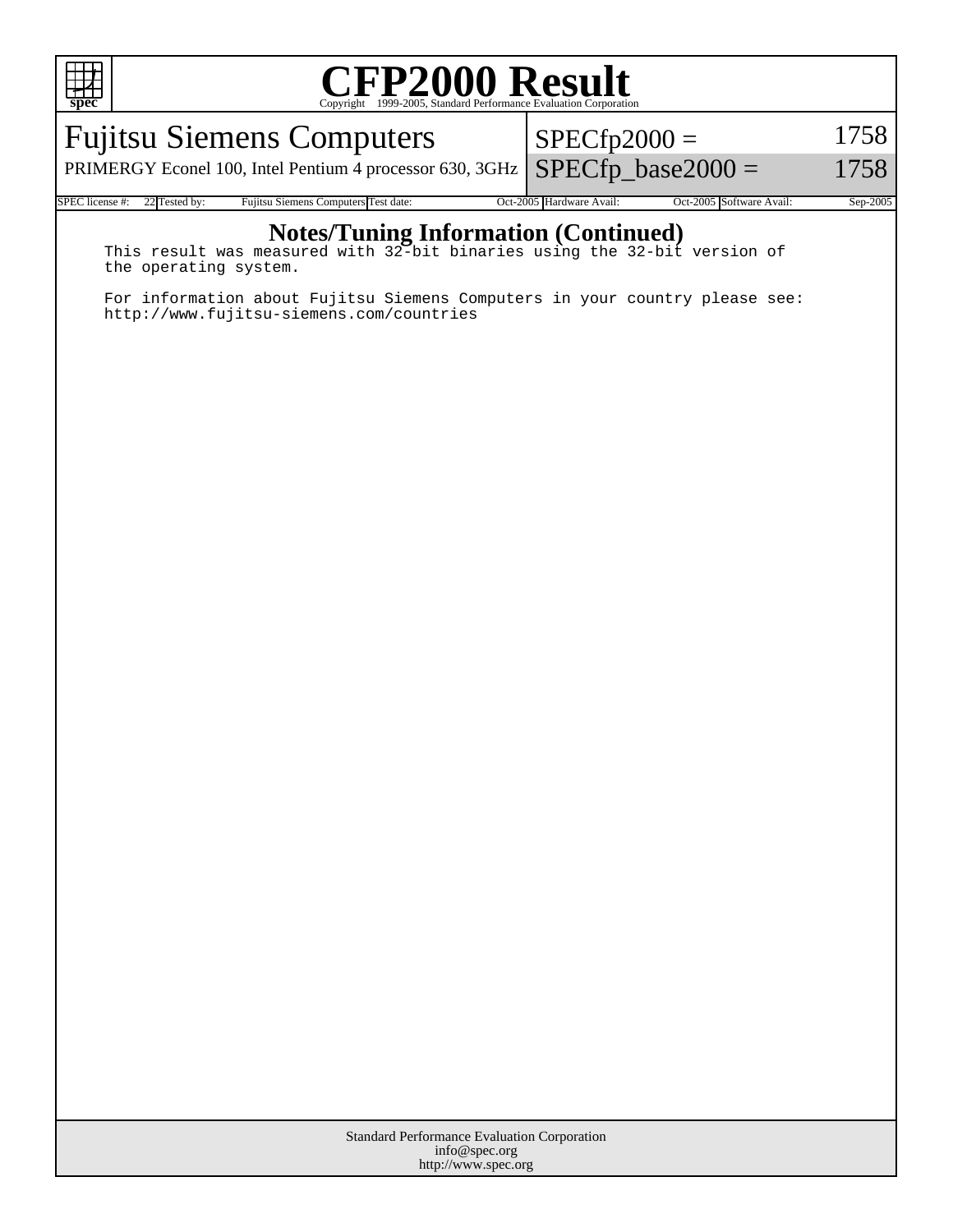# CFP2000 Result

Copyright 1999-2005, Standard Performance Evaluation Corporation

## Fujitsu Siemens Computers

PRIMERGY Econel 100, Intel Pentium 4 processor 630, 3GHz

SPECfp2000 = 1758

SPECfp_base2000 = 1758

| SPEC license #: | 22 | Tested by: | Fujitsu Siemens Computers | Test date: | Oct-2005 | Hardware Avail: | Oct-2005 | Software Avail: | Sep-2005 |
|---|---|---|---|---|---|---|---|---|---|

### Notes/Tuning Information (Continued)

```
This result was measured with 32-bit binaries using the 32-bit version of
the operating system.

For information about Fujitsu Siemens Computers in your country please see:
http://www.fujitsu-siemens.com/countries
```

Standard Performance Evaluation Corporation
info@spec.org
http://www.spec.org